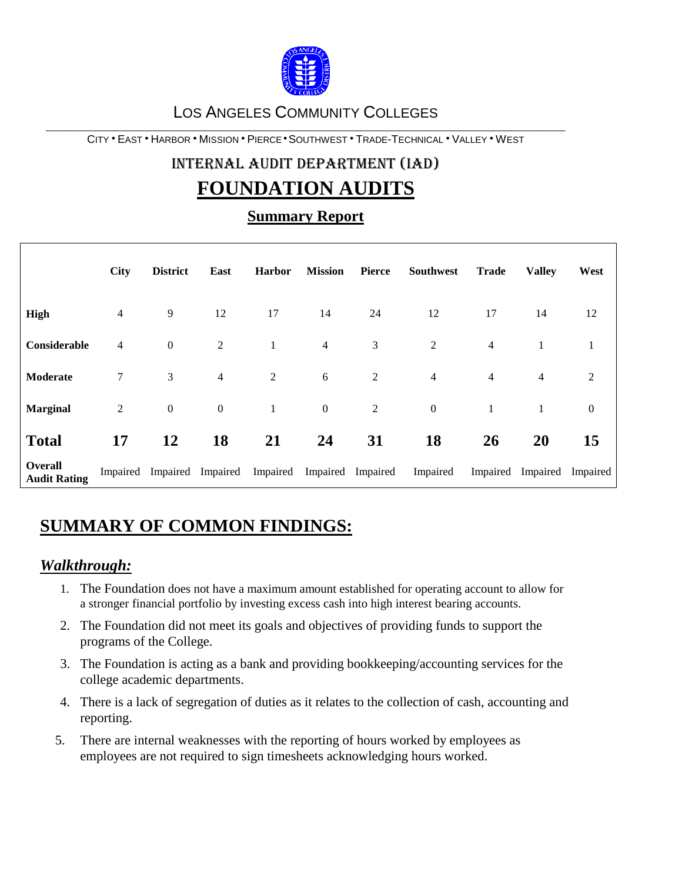Los Angeles Community Colleges

City • East • Harbor • Mission • Pierce • Southwest • Trade-Technical • Valley • West

## Internal Audit Department (IAD)

# FOUNDATION AUDITS

## Summary Report

| | City | District | East | Harbor | Mission | Pierce | Southwest | Trade | Valley | West |
|---|---|---|---|---|---|---|---|---|---|---|
| **High** | 4 | 9 | 12 | 17 | 14 | 24 | 12 | 17 | 14 | 12 |
| **Considerable** | 4 | 0 | 2 | 1 | 4 | 3 | 2 | 4 | 1 | 1 |
| **Moderate** | 7 | 3 | 4 | 2 | 6 | 2 | 4 | 4 | 4 | 2 |
| **Marginal** | 2 | 0 | 0 | 1 | 0 | 2 | 0 | 1 | 1 | 0 |
| **Total** | **17** | **12** | **18** | **21** | **24** | **31** | **18** | **26** | **20** | **15** |
| **Overall Audit Rating** | Impaired | Impaired | Impaired | Impaired | Impaired | Impaired | Impaired | Impaired | Impaired | Impaired |

## SUMMARY OF COMMON FINDINGS:

### *Walkthrough:*

1. The Foundation does not have a maximum amount established for operating account to allow for a stronger financial portfolio by investing excess cash into high interest bearing accounts.
2. The Foundation did not meet its goals and objectives of providing funds to support the programs of the College.
3. The Foundation is acting as a bank and providing bookkeeping/accounting services for the college academic departments.
4. There is a lack of segregation of duties as it relates to the collection of cash, accounting and reporting.
5. There are internal weaknesses with the reporting of hours worked by employees as employees are not required to sign timesheets acknowledging hours worked.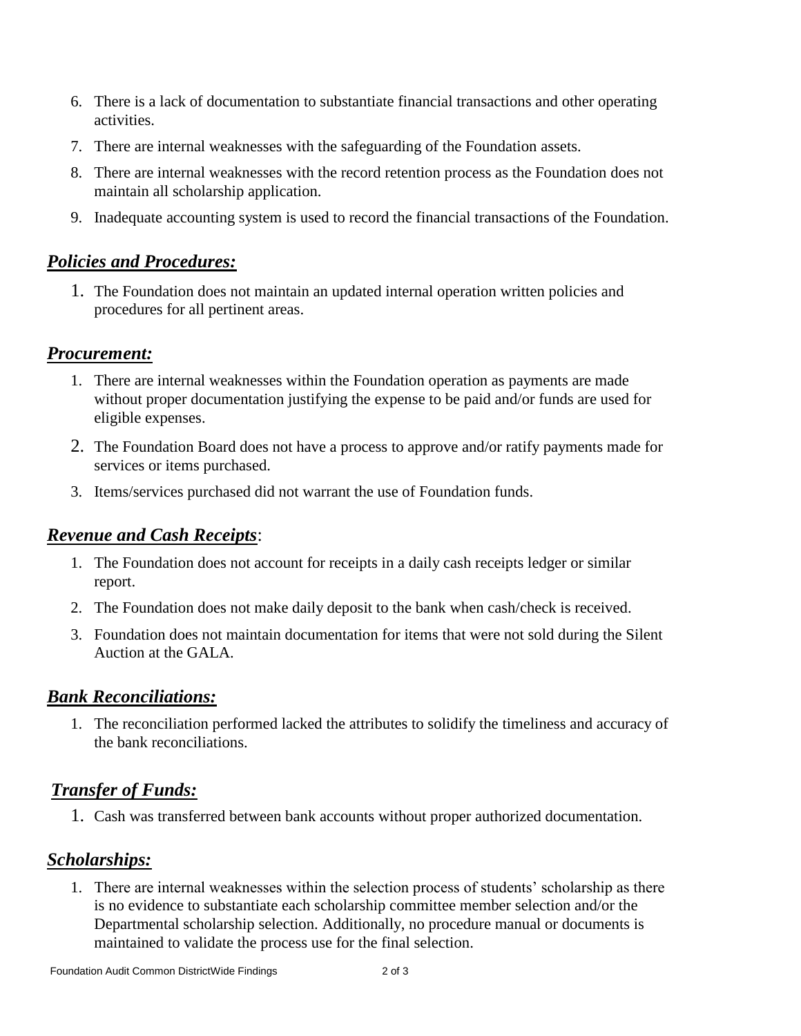6. There is a lack of documentation to substantiate financial transactions and other operating activities.
7. There are internal weaknesses with the safeguarding of the Foundation assets.
8. There are internal weaknesses with the record retention process as the Foundation does not maintain all scholarship application.
9. Inadequate accounting system is used to record the financial transactions of the Foundation.

## ***Policies and Procedures:***

1. The Foundation does not maintain an updated internal operation written policies and procedures for all pertinent areas.

## ***Procurement:***

1. There are internal weaknesses within the Foundation operation as payments are made without proper documentation justifying the expense to be paid and/or funds are used for eligible expenses.
2. The Foundation Board does not have a process to approve and/or ratify payments made for services or items purchased.
3. Items/services purchased did not warrant the use of Foundation funds.

## ***Revenue and Cash Receipts*:**

1. The Foundation does not account for receipts in a daily cash receipts ledger or similar report.
2. The Foundation does not make daily deposit to the bank when cash/check is received.
3. Foundation does not maintain documentation for items that were not sold during the Silent Auction at the GALA.

## ***Bank Reconciliations:***

1. The reconciliation performed lacked the attributes to solidify the timeliness and accuracy of the bank reconciliations.

## ***Transfer of Funds:***

1. Cash was transferred between bank accounts without proper authorized documentation.

## ***Scholarships:***

1. There are internal weaknesses within the selection process of students' scholarship as there is no evidence to substantiate each scholarship committee member selection and/or the Departmental scholarship selection. Additionally, no procedure manual or documents is maintained to validate the process use for the final selection.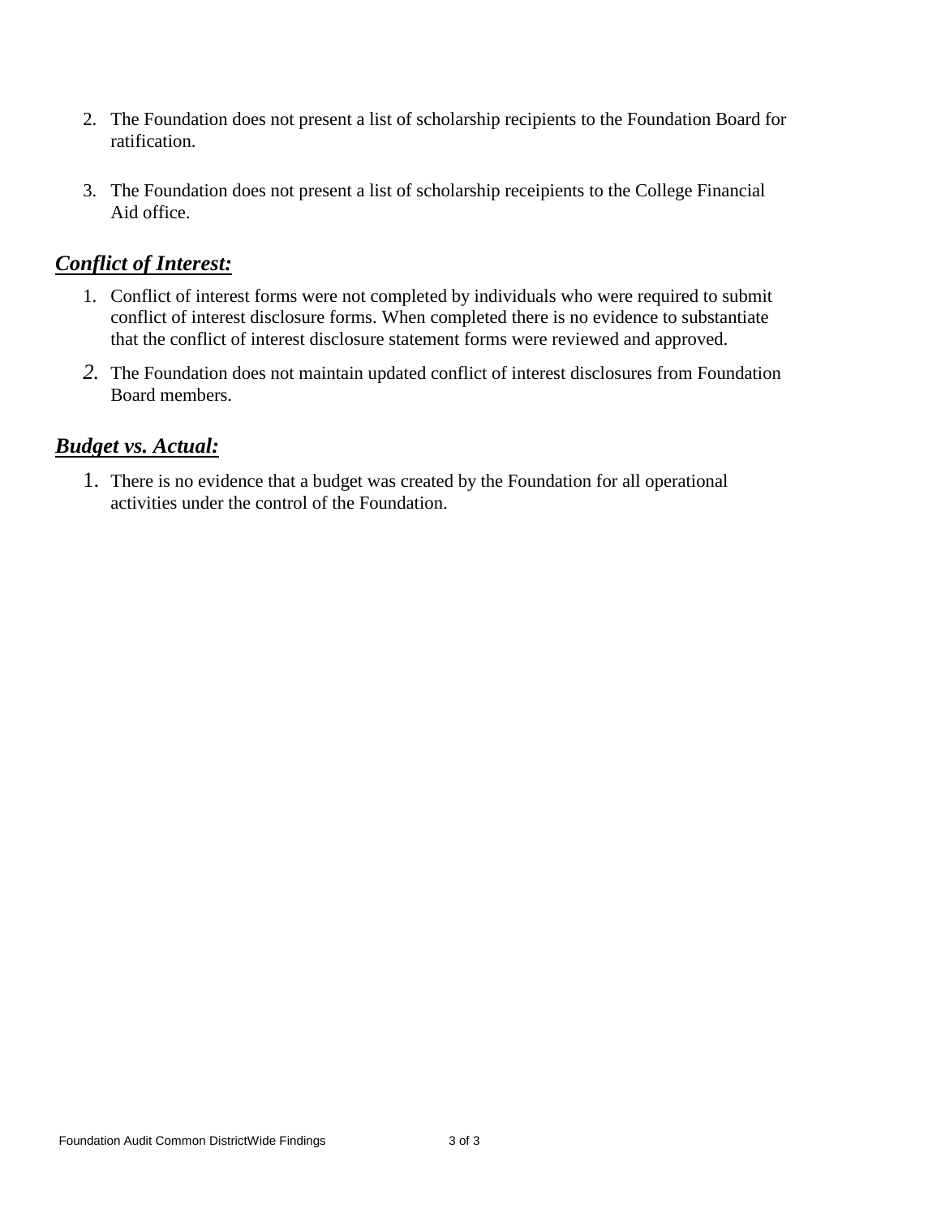2. The Foundation does not present a list of scholarship recipients to the Foundation Board for ratification.

3. The Foundation does not present a list of scholarship receeipients to the College Financial Aid office.

## ***Conflict of Interest:***

1. Conflict of interest forms were not completed by individuals who were required to submit conflict of interest disclosure forms. When completed there is no evidence to substantiate that the conflict of interest disclosure statement forms were reviewed and approved.
2. The Foundation does not maintain updated conflict of interest disclosures from Foundation Board members.

## ***Budget vs. Actual:***

1. There is no evidence that a budget was created by the Foundation for all operational activities under the control of the Foundation.